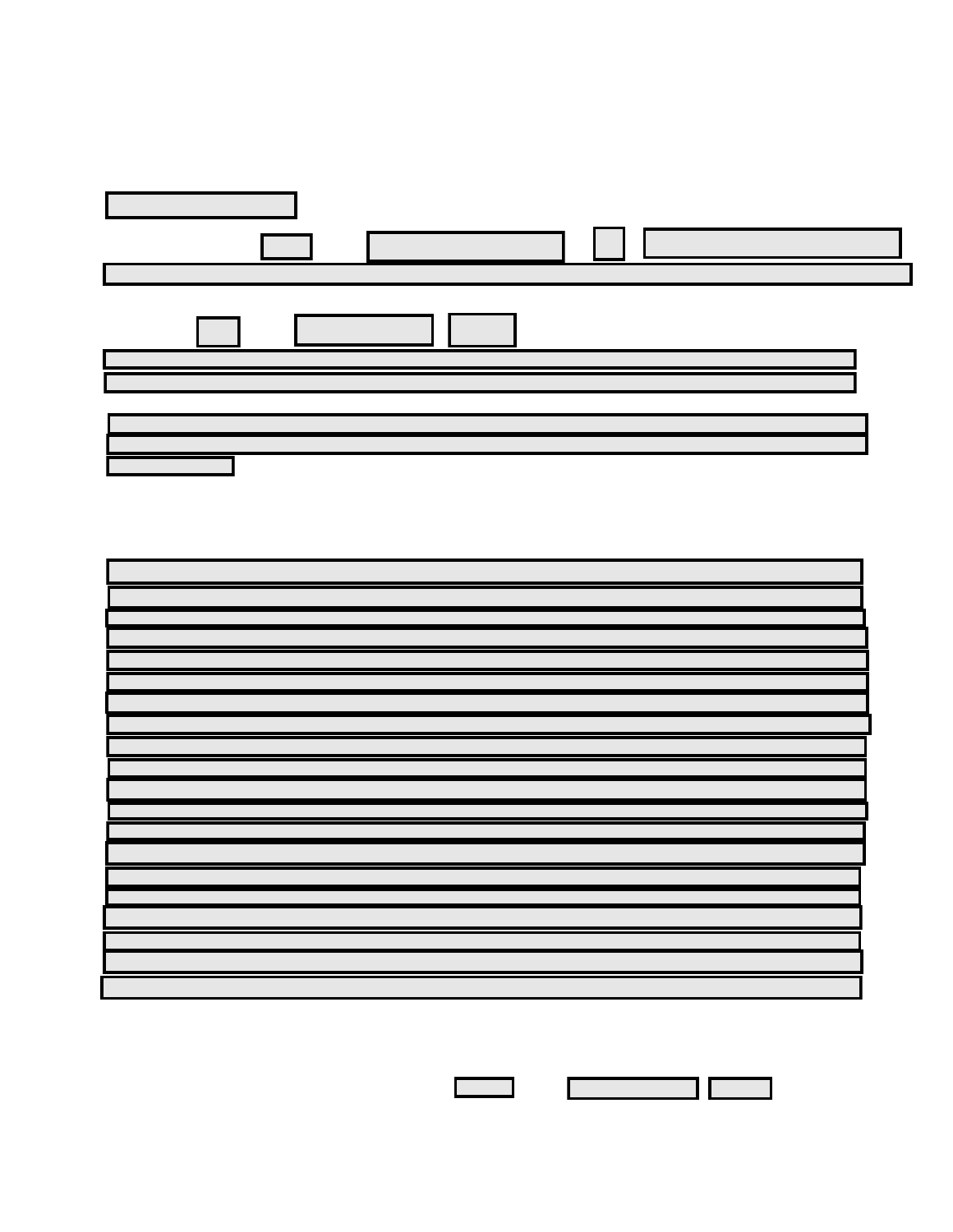## AFFIDAVIT OF SURVIVING JOINT TENANT

| <b>STATE OF OKLAHOMA</b><br>SS:                                                                                                                                                                                                                                                    |
|------------------------------------------------------------------------------------------------------------------------------------------------------------------------------------------------------------------------------------------------------------------------------------|
| <b>COUNTY</b>                                                                                                                                                                                                                                                                      |
| day of<br>Now on this<br>20                                                                                                                                                                                                                                                        |
| of lawful age, being first duly sworn, depose and say:                                                                                                                                                                                                                             |
| day of<br>That on the<br>(Year), there was conveyed from                                                                                                                                                                                                                           |
|                                                                                                                                                                                                                                                                                    |
| Grantor(s), unto                                                                                                                                                                                                                                                                   |
|                                                                                                                                                                                                                                                                                    |
| by Deed, as joint tenants, and not as tenants in common, with full right of<br>survivorship, all their right, title, interest, estate and every claim and demand, both in law and in<br>equity, in and to all the following described real property situated in Washington County, |
| Oklahoma, to wit:<br>(Insert legal description of property here)                                                                                                                                                                                                                   |
|                                                                                                                                                                                                                                                                                    |
|                                                                                                                                                                                                                                                                                    |
|                                                                                                                                                                                                                                                                                    |
|                                                                                                                                                                                                                                                                                    |
|                                                                                                                                                                                                                                                                                    |
|                                                                                                                                                                                                                                                                                    |
|                                                                                                                                                                                                                                                                                    |
|                                                                                                                                                                                                                                                                                    |
|                                                                                                                                                                                                                                                                                    |
|                                                                                                                                                                                                                                                                                    |
|                                                                                                                                                                                                                                                                                    |
| To have and to hold the same as joint tenants, and not as tenants in common, with the fee simple                                                                                                                                                                                   |

| To have and to hold the same as joint tenants, and not as tenants in common, with the ree simple |
|--------------------------------------------------------------------------------------------------|
| title in the survivor, the heirs and assigns of the survivor, together with all and singular the |
| tenements, hereditaments, and appurtenances thereunto belonging or in any wise appertaining      |
| $\Delta$ day of<br>$\Gamma$ (Year) in<br>forever; which said Deed was recorded on the            |